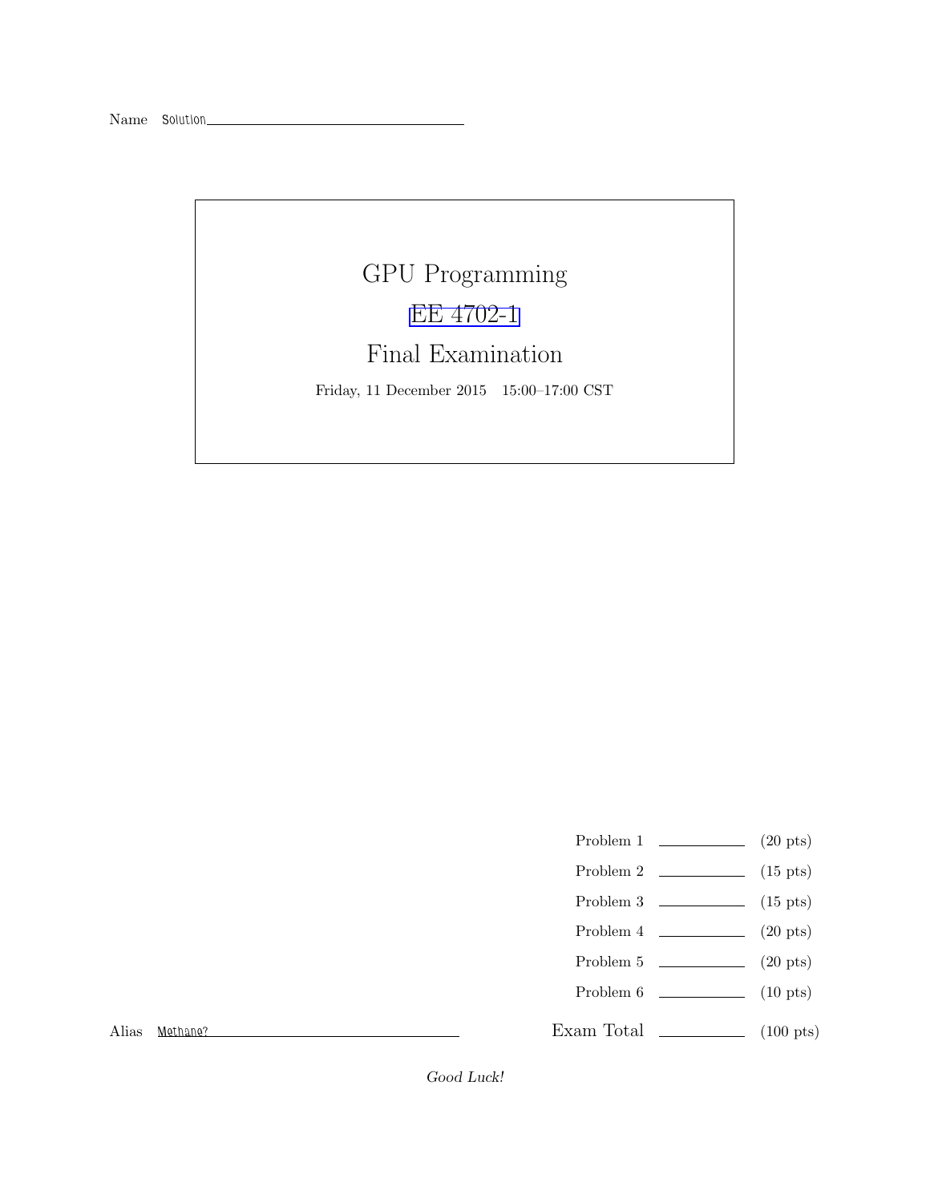Name Solution

# GPU Programming

## EE 4702-1

## Final Examination

Friday, 11 December 2015 15:00–17:00 CST

| | | |
|---|---|---|
| Problem 1 | | (20 pts) |
| Problem 2 | | (15 pts) |
| Problem 3 | | (15 pts) |
| Problem 4 | | (20 pts) |
| Problem 5 | | (20 pts) |
| Problem 6 | | (10 pts) |
| Exam Total | | (100 pts) |

Alias Methane?

*Good Luck!*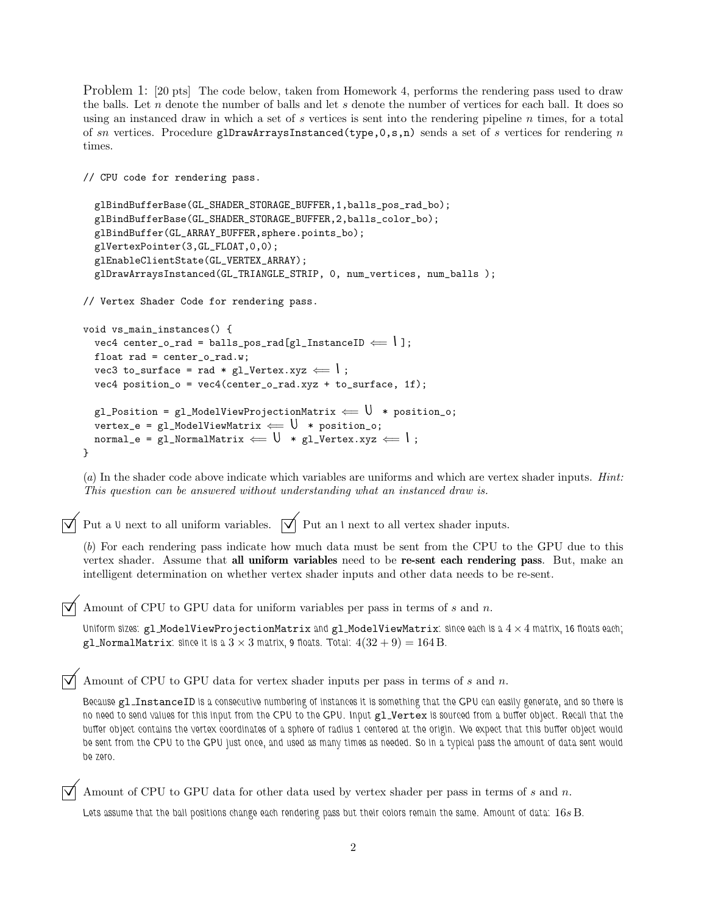Problem 1: [20 pts] The code below, taken from Homework 4, performs the rendering pass used to draw the balls. Let $n$ denote the number of balls and let $s$ denote the number of vertices for each ball. It does so using an instanced draw in which a set of $s$ vertices is sent into the rendering pipeline $n$ times, for a total of $sn$ vertices. Procedure `glDrawArraysInstanced(type,0,s,n)` sends a set of $s$ vertices for rendering $n$ times.

```
// CPU code for rendering pass.

  glBindBufferBase(GL_SHADER_STORAGE_BUFFER,1,balls_pos_rad_bo);
  glBindBufferBase(GL_SHADER_STORAGE_BUFFER,2,balls_color_bo);
  glBindBuffer(GL_ARRAY_BUFFER,sphere.points_bo);
  glVertexPointer(3,GL_FLOAT,0,0);
  glEnableClientState(GL_VERTEX_ARRAY);
  glDrawArraysInstanced(GL_TRIANGLE_STRIP, 0, num_vertices, num_balls );

// Vertex Shader Code for rendering pass.

void vs_main_instances() {
  vec4 center_o_rad = balls_pos_rad[gl_InstanceID ⟸ I ];
  float rad = center_o_rad.w;
  vec3 to_surface = rad * gl_Vertex.xyz ⟸ I ;
  vec4 position_o = vec4(center_o_rad.xyz + to_surface, 1f);

  gl_Position = gl_ModelViewProjectionMatrix ⟸ U  * position_o;
  vertex_e = gl_ModelViewMatrix ⟸ U  * position_o;
  normal_e = gl_NormalMatrix ⟸ U  * gl_Vertex.xyz ⟸ I ;
}
```

(*a*) In the shader code above indicate which variables are uniforms and which are vertex shader inputs. *Hint: This question can be answered without understanding what an instanced draw is.*

☑ Put a U next to all uniform variables. ☑ Put an I next to all vertex shader inputs.

(*b*) For each rendering pass indicate how much data must be sent from the CPU to the GPU due to this vertex shader. Assume that **all uniform variables** need to be **re-sent each rendering pass**. But, make an intelligent determination on whether vertex shader inputs and other data needs to be re-sent.

☑ Amount of CPU to GPU data for uniform variables per pass in terms of $s$ and $n$.

Uniform sizes: `gl_ModelViewProjectionMatrix` and `gl_ModelViewMatrix`: since each is a $4 \times 4$ matrix, 16 floats each; `gl_NormalMatrix`: since it is a $3 \times 3$ matrix, 9 floats. Total: $4(32 + 9) = 164\,\text{B}$.

☑ Amount of CPU to GPU data for vertex shader inputs per pass in terms of $s$ and $n$.

Because `gl_InstanceID` is a consecutive numbering of instances it is something that the GPU can easily generate, and so there is no need to send values for this input from the CPU to the GPU. Input `gl_Vertex` is sourced from a buffer object. Recall that the buffer object contains the vertex coordinates of a sphere of radius 1 centered at the origin. We expect that this buffer object would be sent from the CPU to the GPU just once, and used as many times as needed. So in a typical pass the amount of data sent would be zero.

☑ Amount of CPU to GPU data for other data used by vertex shader per pass in terms of $s$ and $n$.

Lets assume that the ball positions change each rendering pass but their colors remain the same. Amount of data: $16s\,\text{B}$.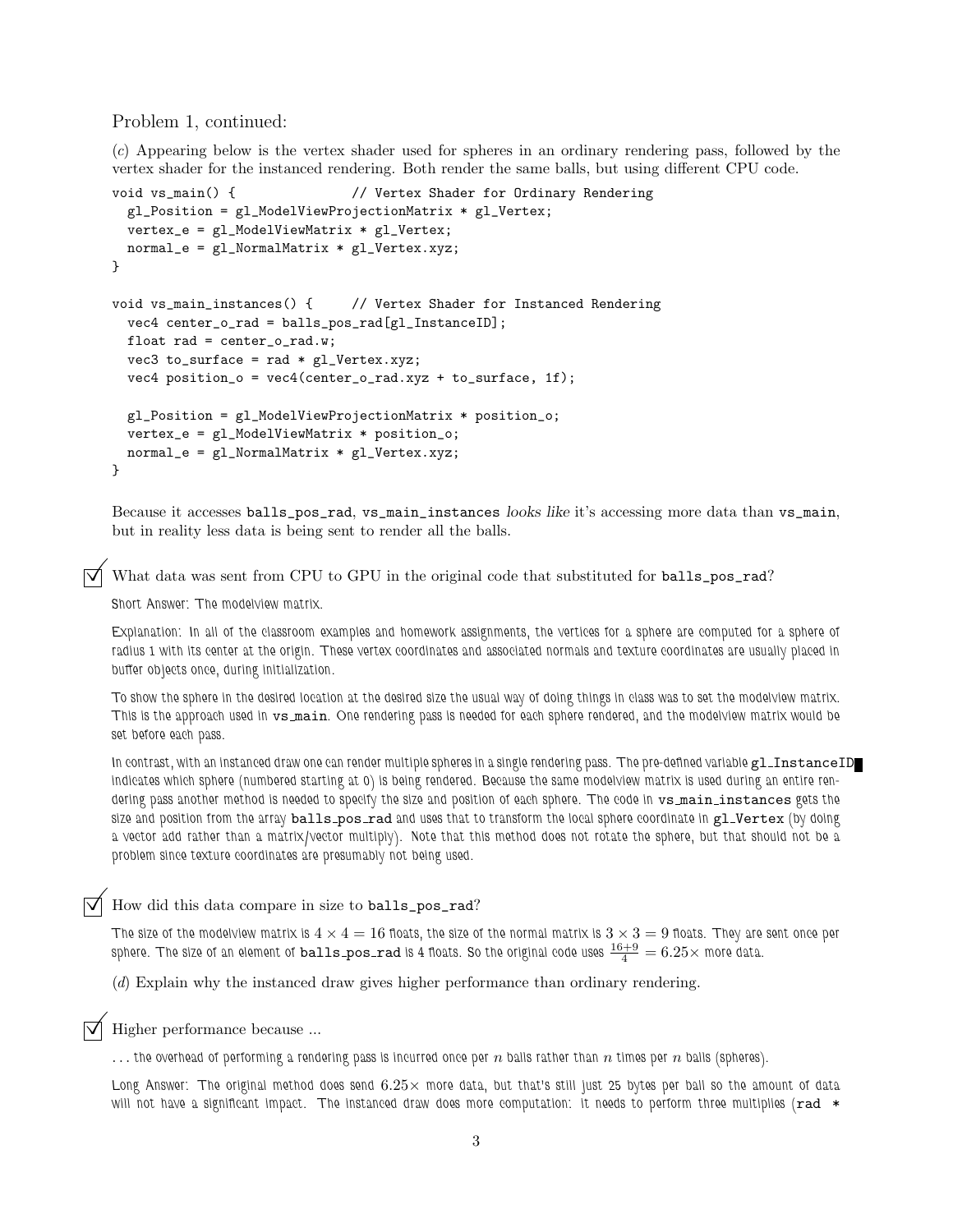Problem 1, continued:

(*c*) Appearing below is the vertex shader used for spheres in an ordinary rendering pass, followed by the vertex shader for the instanced rendering. Both render the same balls, but using different CPU code.

```
void vs_main() {               // Vertex Shader for Ordinary Rendering
  gl_Position = gl_ModelViewProjectionMatrix * gl_Vertex;
  vertex_e = gl_ModelViewMatrix * gl_Vertex;
  normal_e = gl_NormalMatrix * gl_Vertex.xyz;
}

void vs_main_instances() {     // Vertex Shader for Instanced Rendering
  vec4 center_o_rad = balls_pos_rad[gl_InstanceID];
  float rad = center_o_rad.w;
  vec3 to_surface = rad * gl_Vertex.xyz;
  vec4 position_o = vec4(center_o_rad.xyz + to_surface, 1f);

  gl_Position = gl_ModelViewProjectionMatrix * position_o;
  vertex_e = gl_ModelViewMatrix * position_o;
  normal_e = gl_NormalMatrix * gl_Vertex.xyz;
}
```

Because it accesses `balls_pos_rad`, `vs_main_instances` *looks like* it's accessing more data than `vs_main`, but in reality less data is being sent to render all the balls.

☑ What data was sent from CPU to GPU in the original code that substituted for `balls_pos_rad`?

Short Answer: The modelview matrix.

Explanation: In all of the classroom examples and homework assignments, the vertices for a sphere are computed for a sphere of radius 1 with its center at the origin. These vertex coordinates and associated normals and texture coordinates are usually placed in buffer objects once, during initialization.

To show the sphere in the desired location at the desired size the usual way of doing things in class was to set the modelview matrix. This is the approach used in `vs_main`. One rendering pass is needed for each sphere rendered, and the modelview matrix would be set before each pass.

In contrast, with an instanced draw one can render multiple spheres in a single rendering pass. The pre-defined variable `gl_InstanceID` indicates which sphere (numbered starting at 0) is being rendered. Because the same modelview matrix is used during an entire rendering pass another method is needed to specify the size and position of each sphere. The code in `vs_main_instances` gets the size and position from the array `balls_pos_rad` and uses that to transform the local sphere coordinate in `gl_Vertex` (by doing a vector add rather than a matrix/vector multiply). Note that this method does not rotate the sphere, but that should not be a problem since texture coordinates are presumably not being used.

☑ How did this data compare in size to `balls_pos_rad`?

The size of the modelview matrix is $4 \times 4 = 16$ floats, the size of the normal matrix is $3 \times 3 = 9$ floats. They are sent once per sphere. The size of an element of `balls_pos_rad` is 4 floats. So the original code uses $\frac{16+9}{4} = 6.25\times$ more data.

(*d*) Explain why the instanced draw gives higher performance than ordinary rendering.

☑ Higher performance because ...

... the overhead of performing a rendering pass is incurred once per $n$ balls rather than $n$ times per $n$ balls (spheres).

Long Answer: The original method does send $6.25\times$ more data, but that's still just 25 bytes per ball so the amount of data will not have a significant impact. The instanced draw does more computation: it needs to perform three multiplies (`rad *`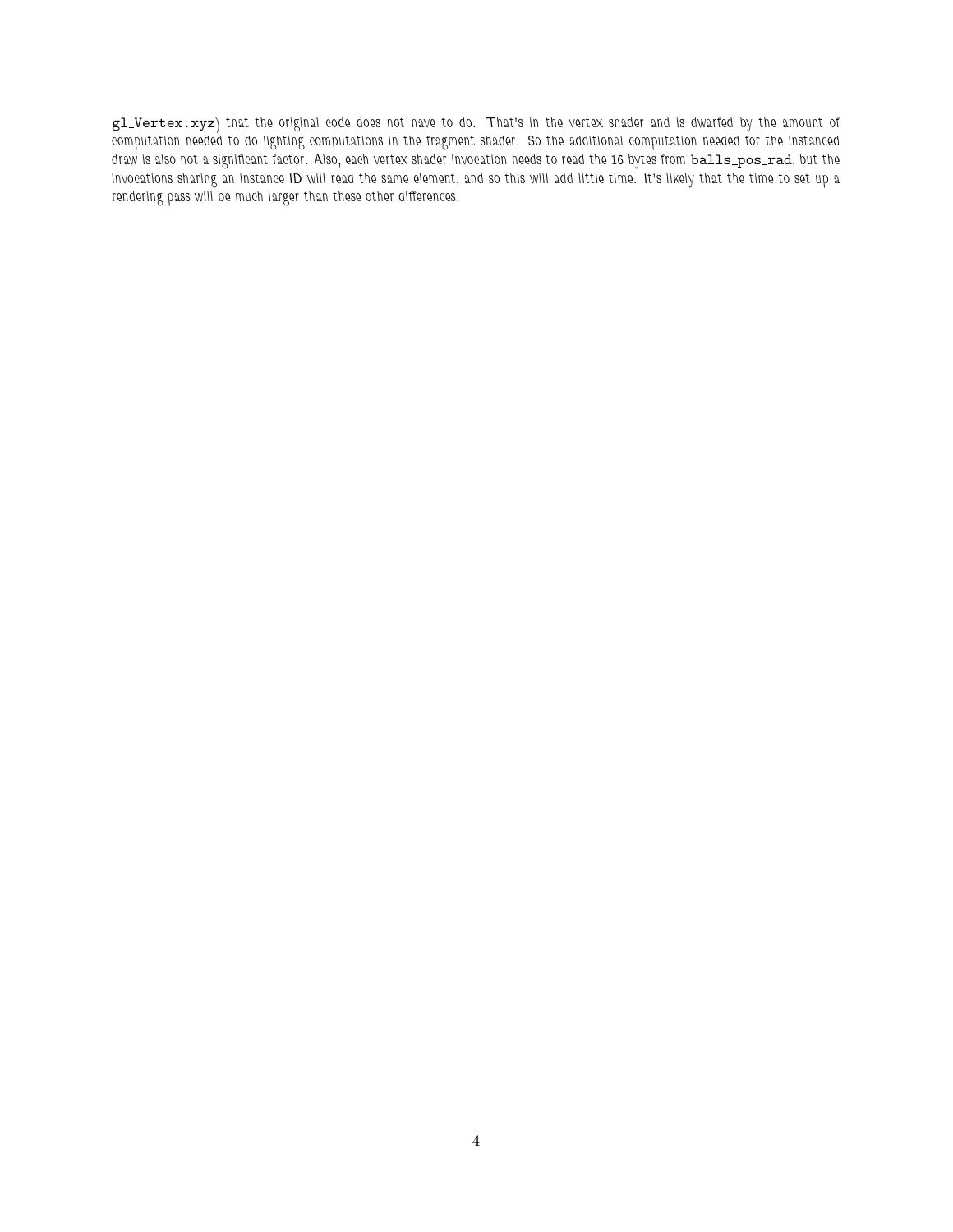gl_Vertex.xyz) that the original code does not have to do. That's in the vertex shader and is dwarfed by the amount of computation needed to do lighting computations in the fragment shader. So the additional computation needed for the instanced draw is also not a significant factor. Also, each vertex shader invocation needs to read the 16 bytes from balls_pos_rad, but the invocations sharing an instance ID will read the same element, and so this will add little time. It's likely that the time to set up a rendering pass will be much larger than these other differences.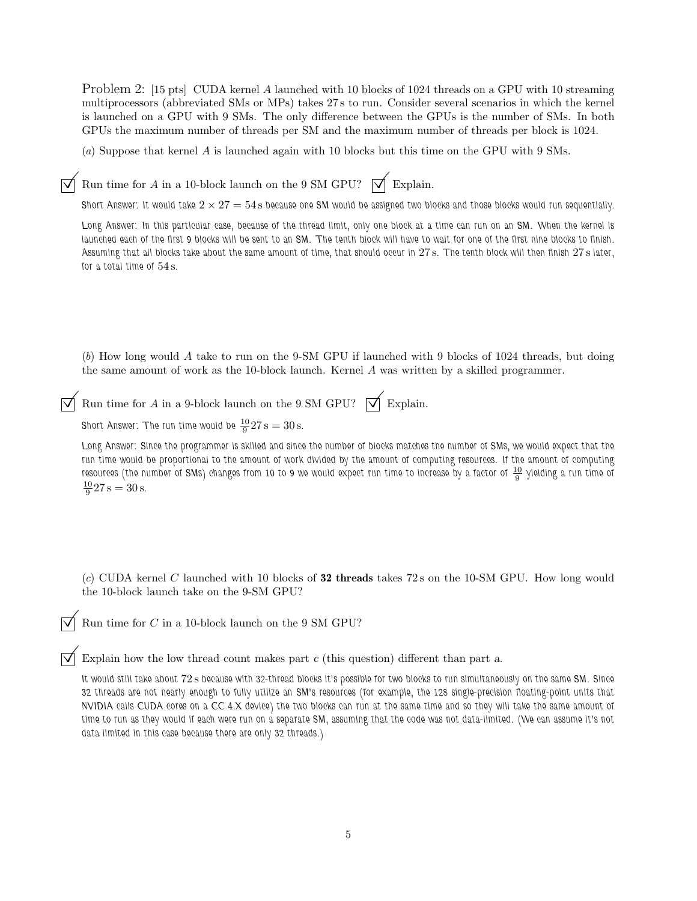Problem 2: [15 pts] CUDA kernel $A$ launched with 10 blocks of 1024 threads on a GPU with 10 streaming multiprocessors (abbreviated SMs or MPs) takes 27 s to run. Consider several scenarios in which the kernel is launched on a GPU with 9 SMs. The only difference between the GPUs is the number of SMs. In both GPUs the maximum number of threads per SM and the maximum number of threads per block is 1024.

(*a*) Suppose that kernel $A$ is launched again with 10 blocks but this time on the GPU with 9 SMs.

☑ Run time for $A$ in a 10-block launch on the 9 SM GPU? ☑ Explain.

Short Answer: It would take $2 \times 27 = 54$ s because one SM would be assigned two blocks and those blocks would run sequentially.

Long Answer: In this particular case, because of the thread limit, only one block at a time can run on an SM. When the kernel is launched each of the first 9 blocks will be sent to an SM. The tenth block will have to wait for one of the first nine blocks to finish. Assuming that all blocks take about the same amount of time, that should occur in 27 s. The tenth block will then finish 27 s later, for a total time of 54 s.

(*b*) How long would $A$ take to run on the 9-SM GPU if launched with 9 blocks of 1024 threads, but doing the same amount of work as the 10-block launch. Kernel $A$ was written by a skilled programmer.

☑ Run time for $A$ in a 9-block launch on the 9 SM GPU? ☑ Explain.

Short Answer: The run time would be $\frac{10}{9} 27\,\text{s} = 30\,\text{s}$.

Long Answer: Since the programmer is skilled and since the number of blocks matches the number of SMs, we would expect that the run time would be proportional to the amount of work divided by the amount of computing resources. If the amount of computing resources (the number of SMs) changes from 10 to 9 we would expect run time to increase by a factor of $\frac{10}{9}$ yielding a run time of $\frac{10}{9} 27\,\text{s} = 30\,\text{s}$.

(*c*) CUDA kernel $C$ launched with 10 blocks of **32 threads** takes 72 s on the 10-SM GPU. How long would the 10-block launch take on the 9-SM GPU?

☑ Run time for $C$ in a 10-block launch on the 9 SM GPU?

☑ Explain how the low thread count makes part *c* (this question) different than part *a*.

It would still take about 72 s because with 32-thread blocks it's possible for two blocks to run simultaneously on the same SM. Since 32 threads are not nearly enough to fully utilize an SM's resources (for example, the 128 single-precision floating-point units that NVIDIA calls CUDA cores on a CC 4.X device) the two blocks can run at the same time and so they will take the same amount of time to run as they would if each were run on a separate SM, assuming that the code was not data-limited. (We can assume it's not data limited in this case because there are only 32 threads.)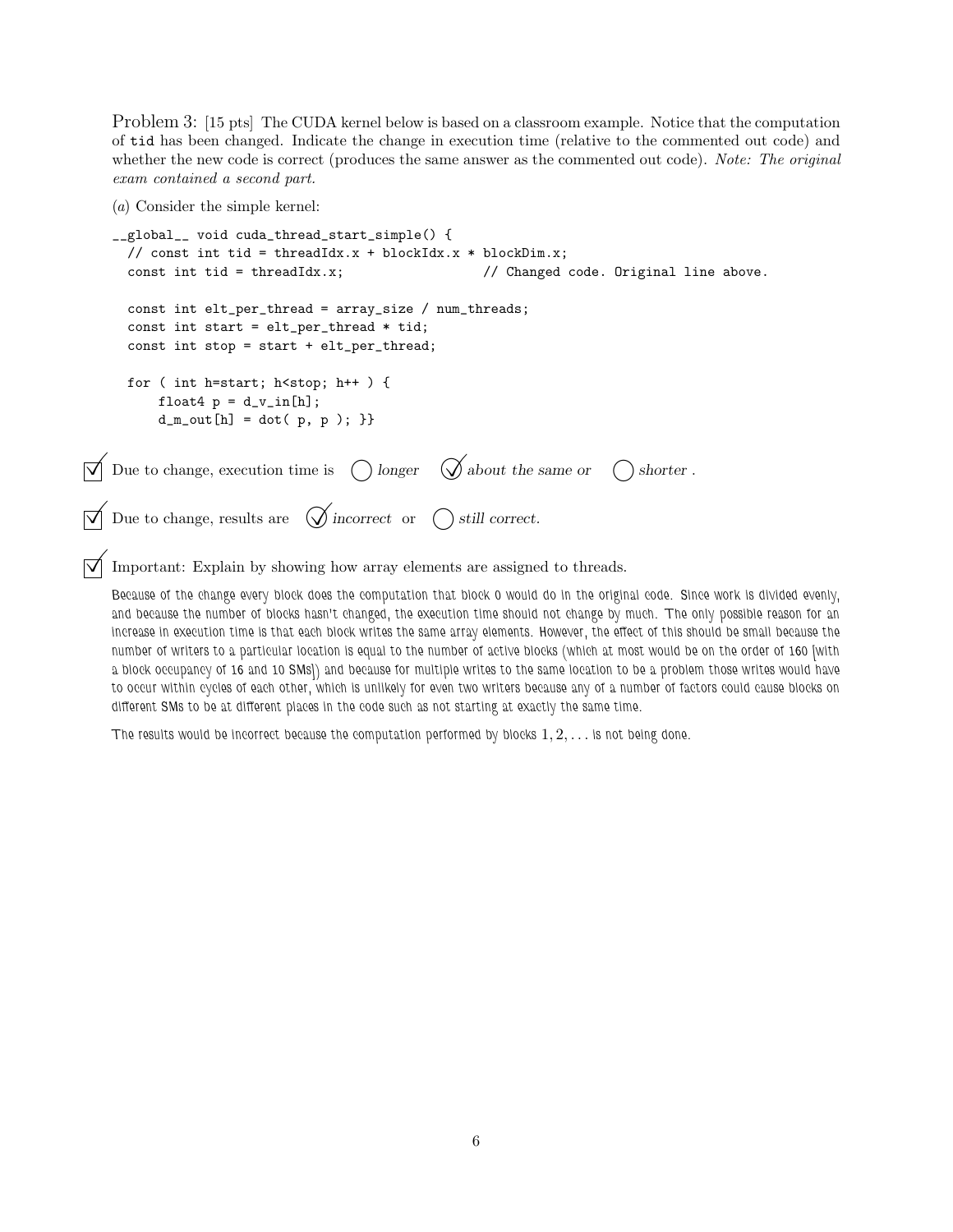Problem 3: [15 pts] The CUDA kernel below is based on a classroom example. Notice that the computation of `tid` has been changed. Indicate the change in execution time (relative to the commented out code) and whether the new code is correct (produces the same answer as the commented out code). *Note: The original exam contained a second part.*

(*a*) Consider the simple kernel:

```
__global__ void cuda_thread_start_simple() {
  // const int tid = threadIdx.x + blockIdx.x * blockDim.x;
  const int tid = threadIdx.x;                 // Changed code. Original line above.

  const int elt_per_thread = array_size / num_threads;
  const int start = elt_per_thread * tid;
  const int stop = start + elt_per_thread;

  for ( int h=start; h<stop; h++ ) {
      float4 p = d_v_in[h];
      d_m_out[h] = dot( p, p ); }}
```

☑ Due to change, execution time is ◯ *longer* ✓ *about the same or* ◯ *shorter* .

☑ Due to change, results are ✓ *incorrect* or ◯ *still correct.*

☑ Important: Explain by showing how array elements are assigned to threads.

Because of the change every block does the computation that block 0 would do in the original code. Since work is divided evenly, and because the number of blocks hasn't changed, the execution time should not change by much. The only possible reason for an increase in execution time is that each block writes the same array elements. However, the effect of this should be small because the number of writers to a particular location is equal to the number of active blocks (which at most would be on the order of 160 [with a block occupancy of 16 and 10 SMs]) and because for multiple writes to the same location to be a problem those writes would have to occur within cycles of each other, which is unlikely for even two writers because any of a number of factors could cause blocks on different SMs to be at different places in the code such as not starting at exactly the same time.

The results would be incorrect because the computation performed by blocks $1, 2, \ldots$ is not being done.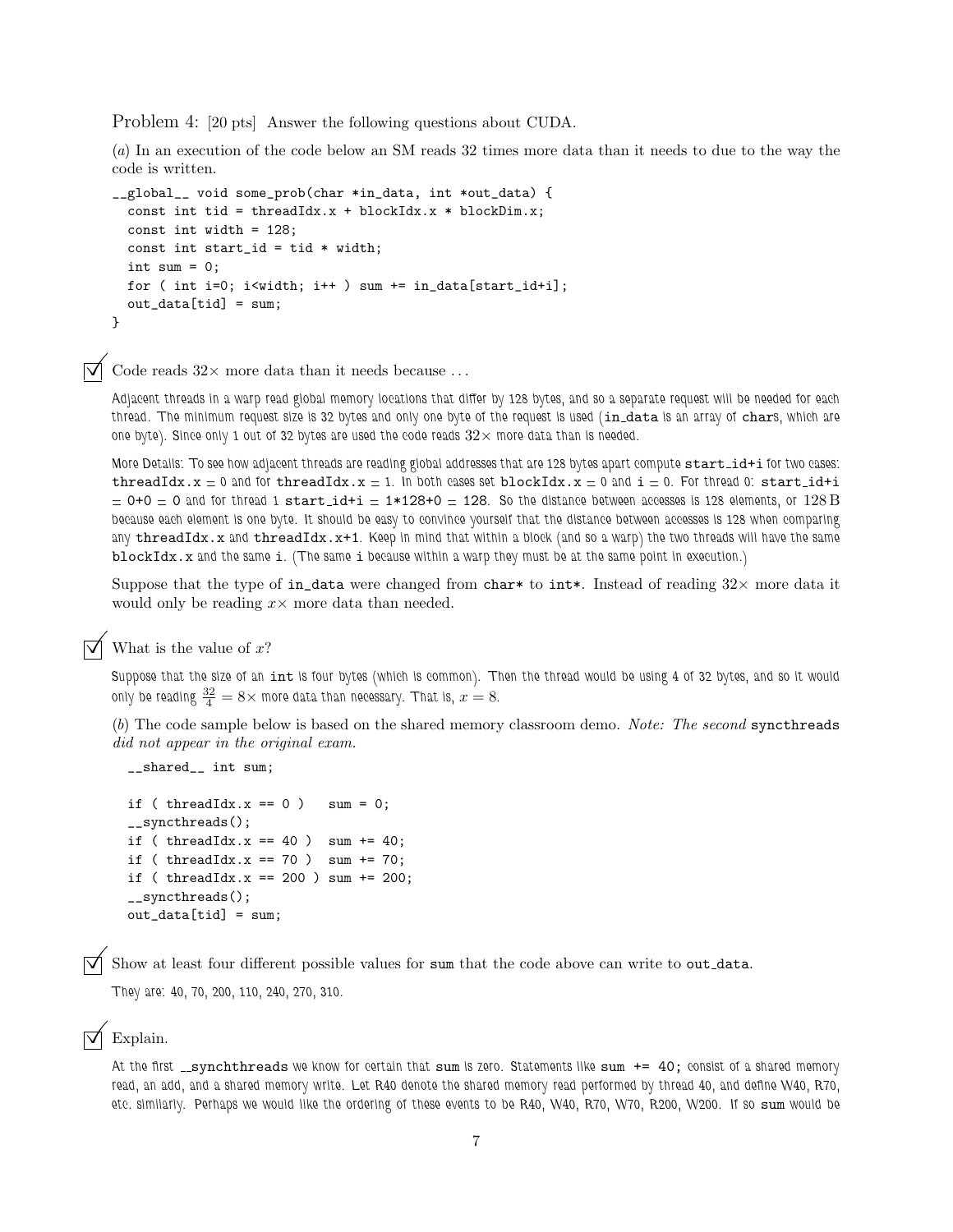Problem 4: [20 pts] Answer the following questions about CUDA.

(*a*) In an execution of the code below an SM reads 32 times more data than it needs to due to the way the code is written.

```
__global__ void some_prob(char *in_data, int *out_data) {
  const int tid = threadIdx.x + blockIdx.x * blockDim.x;
  const int width = 128;
  const int start_id = tid * width;
  int sum = 0;
  for ( int i=0; i<width; i++ ) sum += in_data[start_id+i];
  out_data[tid] = sum;
}
```

☑ Code reads 32× more data than it needs because ...

Adjacent threads in a warp read global memory locations that differ by 128 bytes, and so a separate request will be needed for each thread. The minimum request size is 32 bytes and only one byte of the request is used (`in_data` is an array of `char`s, which are one byte). Since only 1 out of 32 bytes are used the code reads $32\times$ more data than is needed.

More Details: To see how adjacent threads are reading global addresses that are 128 bytes apart compute `start_id+i` for two cases: `threadIdx.x` = 0 and for `threadIdx.x` = 1. In both cases set `blockIdx.x` = 0 and `i` = 0. For thread 0: `start_id+i` = 0+0 = 0 and for thread 1 `start_id+i` = 1*128+0 = 128. So the distance between accesses is 128 elements, or 128 B because each element is one byte. It should be easy to convince yourself that the distance between accesses is 128 when comparing any `threadIdx.x` and `threadIdx.x+1`. Keep in mind that within a block (and so a warp) the two threads will have the same `blockIdx.x` and the same `i`. (The same `i` because within a warp they must be at the same point in execution.)

Suppose that the type of `in_data` were changed from `char*` to `int*`. Instead of reading 32× more data it would only be reading $x\times$ more data than needed.

☑ What is the value of $x$?

Suppose that the size of an `int` is four bytes (which is common). Then the thread would be using 4 of 32 bytes, and so it would only be reading $\frac{32}{4} = 8\times$ more data than necessary. That is, $x = 8$.

(*b*) The code sample below is based on the shared memory classroom demo. *Note: The second* `syncthreads` *did not appear in the original exam.*

```
  __shared__ int sum;

  if ( threadIdx.x == 0 )   sum = 0;
  __syncthreads();
  if ( threadIdx.x == 40 )  sum += 40;
  if ( threadIdx.x == 70 )  sum += 70;
  if ( threadIdx.x == 200 ) sum += 200;
  __syncthreads();
  out_data[tid] = sum;
```

☑ Show at least four different possible values for `sum` that the code above can write to `out_data`.

They are: 40, 70, 200, 110, 240, 270, 310.

☑ Explain.

At the first `__synchthreads` we know for certain that `sum` is zero. Statements like `sum += 40;` consist of a shared memory read, an add, and a shared memory write. Let R40 denote the shared memory read performed by thread 40, and define W40, R70, etc. similarly. Perhaps we would like the ordering of these events to be R40, W40, R70, W70, R200, W200. If so `sum` would be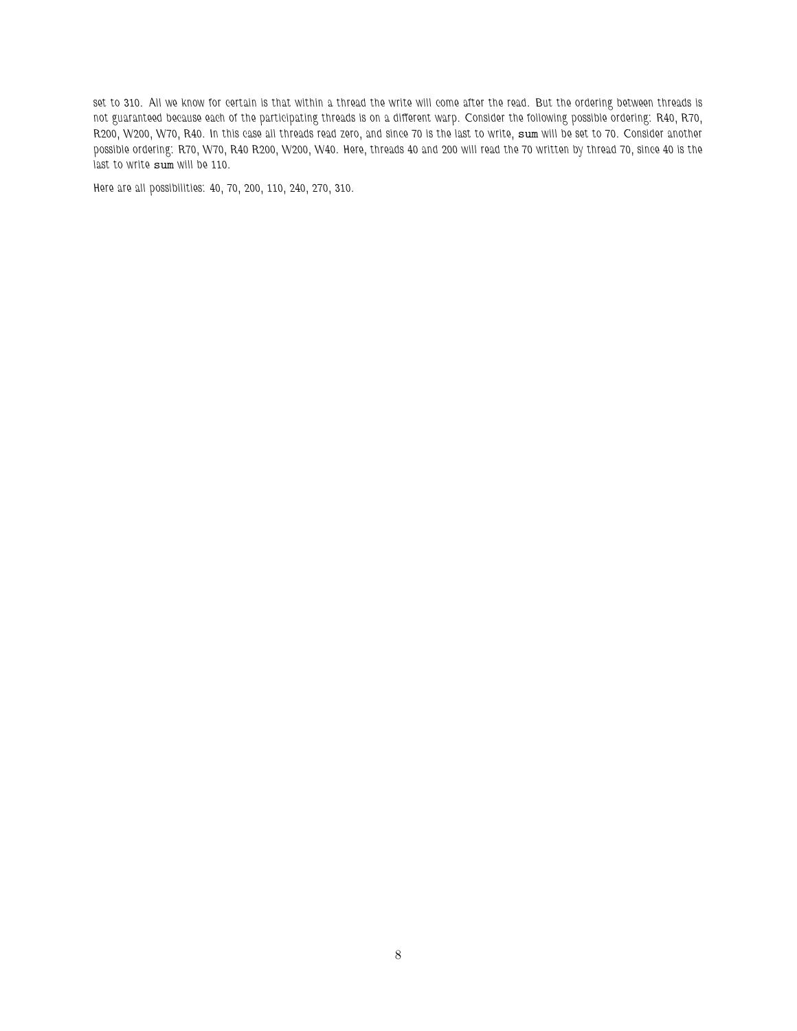set to 310. All we know for certain is that within a thread the write will come after the read. But the ordering between threads is not guaranteed because each of the participating threads is on a different warp. Consider the following possible ordering: R40, R70, R200, W200, W70, R40. In this case all threads read zero, and since 70 is the last to write, `sum` will be set to 70. Consider another possible ordering: R70, W70, R40 R200, W200, W40. Here, threads 40 and 200 will read the 70 written by thread 70, since 40 is the last to write `sum` will be 110.

Here are all possibilities: 40, 70, 200, 110, 240, 270, 310.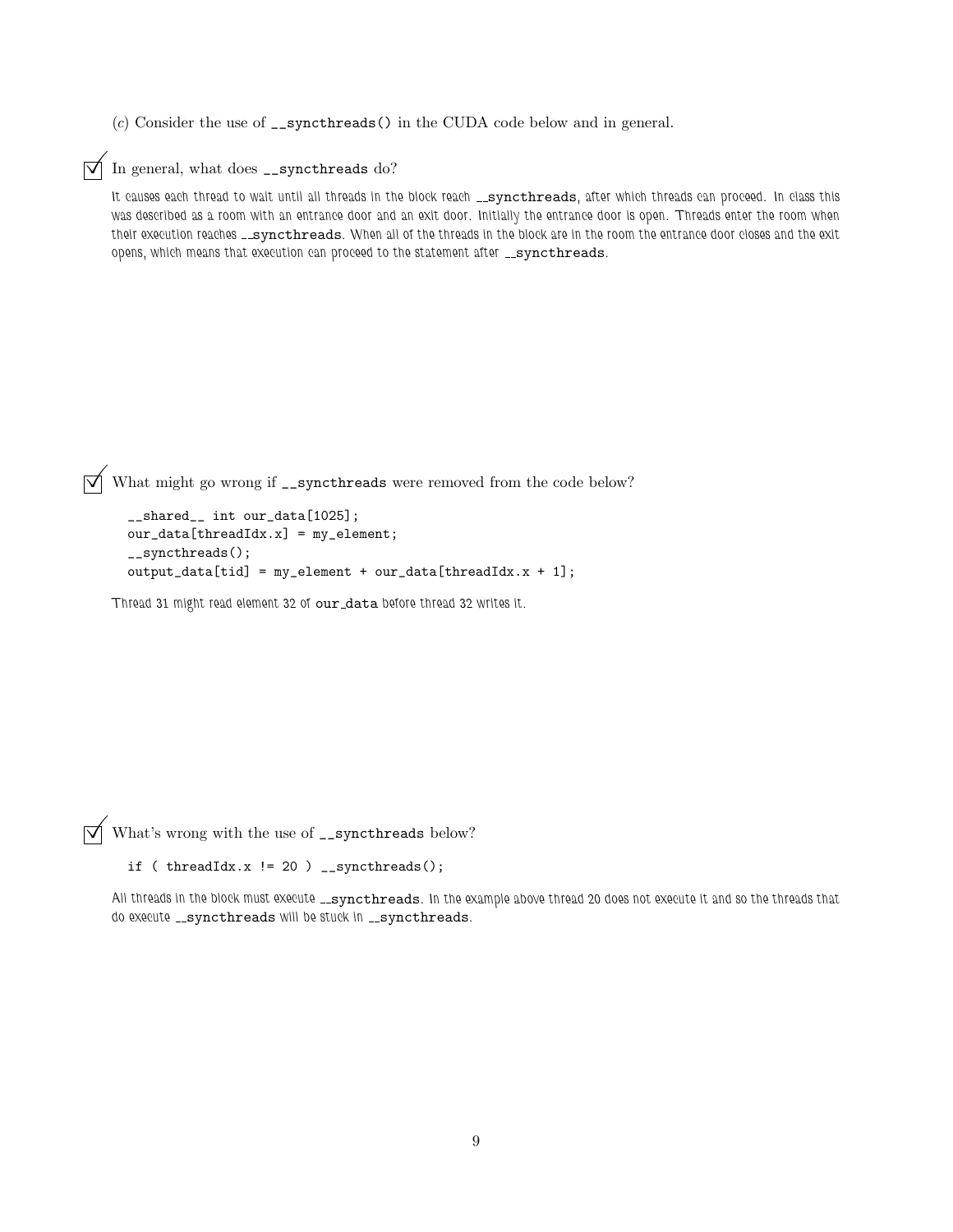(*c*) Consider the use of `__syncthreads()` in the CUDA code below and in general.

☑ In general, what does `__syncthreads` do?

*It causes each thread to wait until all threads in the block reach* `__syncthreads`*, after which threads can proceed. In class this was described as a room with an entrance door and an exit door. Initially the entrance door is open. Threads enter the room when their execution reaches* `__syncthreads`*. When all of the threads in the block are in the room the entrance door closes and the exit opens, which means that execution can proceed to the statement after* `__syncthreads`*.*

☑ What might go wrong if `__syncthreads` were removed from the code below?

```
__shared__ int our_data[1025];
our_data[threadIdx.x] = my_element;
__syncthreads();
output_data[tid] = my_element + our_data[threadIdx.x + 1];
```

*Thread 31 might read element 32 of* `our_data` *before thread 32 writes it.*

☑ What's wrong with the use of `__syncthreads` below?

```
if ( threadIdx.x != 20 ) __syncthreads();
```

*All threads in the block must execute* `__syncthreads`*. In the example above thread 20 does not execute it and so the threads that do execute* `__syncthreads` *will be stuck in* `__syncthreads`*.*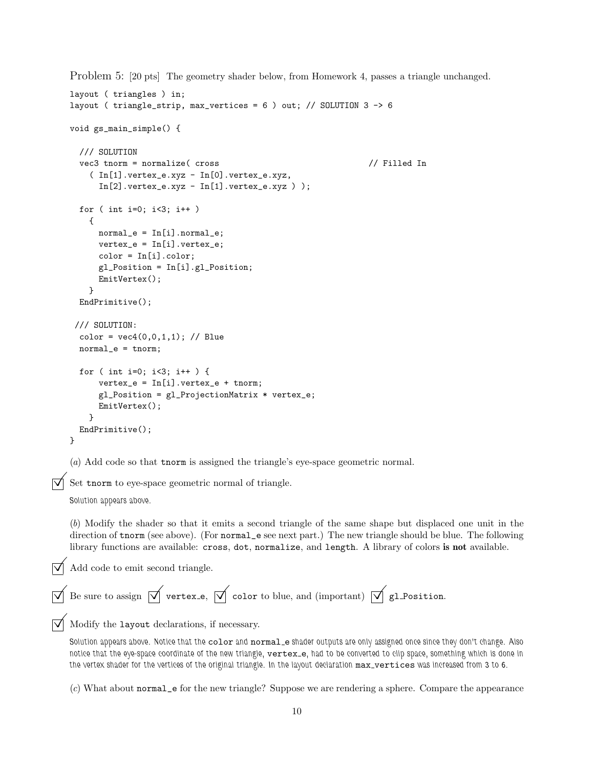Problem 5: [20 pts] The geometry shader below, from Homework 4, passes a triangle unchanged.

```
layout ( triangles ) in;
layout ( triangle_strip, max_vertices = 6 ) out; // SOLUTION 3 -> 6

void gs_main_simple() {

  /// SOLUTION
  vec3 tnorm = normalize( cross                                    // Filled In
    ( In[1].vertex_e.xyz - In[0].vertex_e.xyz,
      In[2].vertex_e.xyz - In[1].vertex_e.xyz ) );

  for ( int i=0; i<3; i++ )
    {
      normal_e = In[i].normal_e;
      vertex_e = In[i].vertex_e;
      color = In[i].color;
      gl_Position = In[i].gl_Position;
      EmitVertex();
    }
  EndPrimitive();

 /// SOLUTION:
  color = vec4(0,0,1,1); // Blue
  normal_e = tnorm;

  for ( int i=0; i<3; i++ ) {
      vertex_e = In[i].vertex_e + tnorm;
      gl_Position = gl_ProjectionMatrix * vertex_e;
      EmitVertex();
    }
  EndPrimitive();
}
```

(*a*) Add code so that `tnorm` is assigned the triangle's eye-space geometric normal.

☑ Set `tnorm` to eye-space geometric normal of triangle.

Solution appears above.

(*b*) Modify the shader so that it emits a second triangle of the same shape but displaced one unit in the direction of `tnorm` (see above). (For `normal_e` see next part.) The new triangle should be blue. The following library functions are available: `cross`, `dot`, `normalize`, and `length`. A library of colors **is not** available.

☑ Add code to emit second triangle.

☑ Be sure to assign ☑ `vertex_e`, ☑ `color` to blue, and (important) ☑ `gl_Position`.

☑ Modify the `layout` declarations, if necessary.

Solution appears above. Notice that the `color` and `normal_e` shader outputs are only assigned once since they don't change. Also notice that the eye-space coordinate of the new triangle, `vertex_e`, had to be converted to clip space, something which is done in the vertex shader for the vertices of the original triangle. In the layout declaration `max_vertices` was increased from 3 to 6.

(*c*) What about `normal_e` for the new triangle? Suppose we are rendering a sphere. Compare the appearance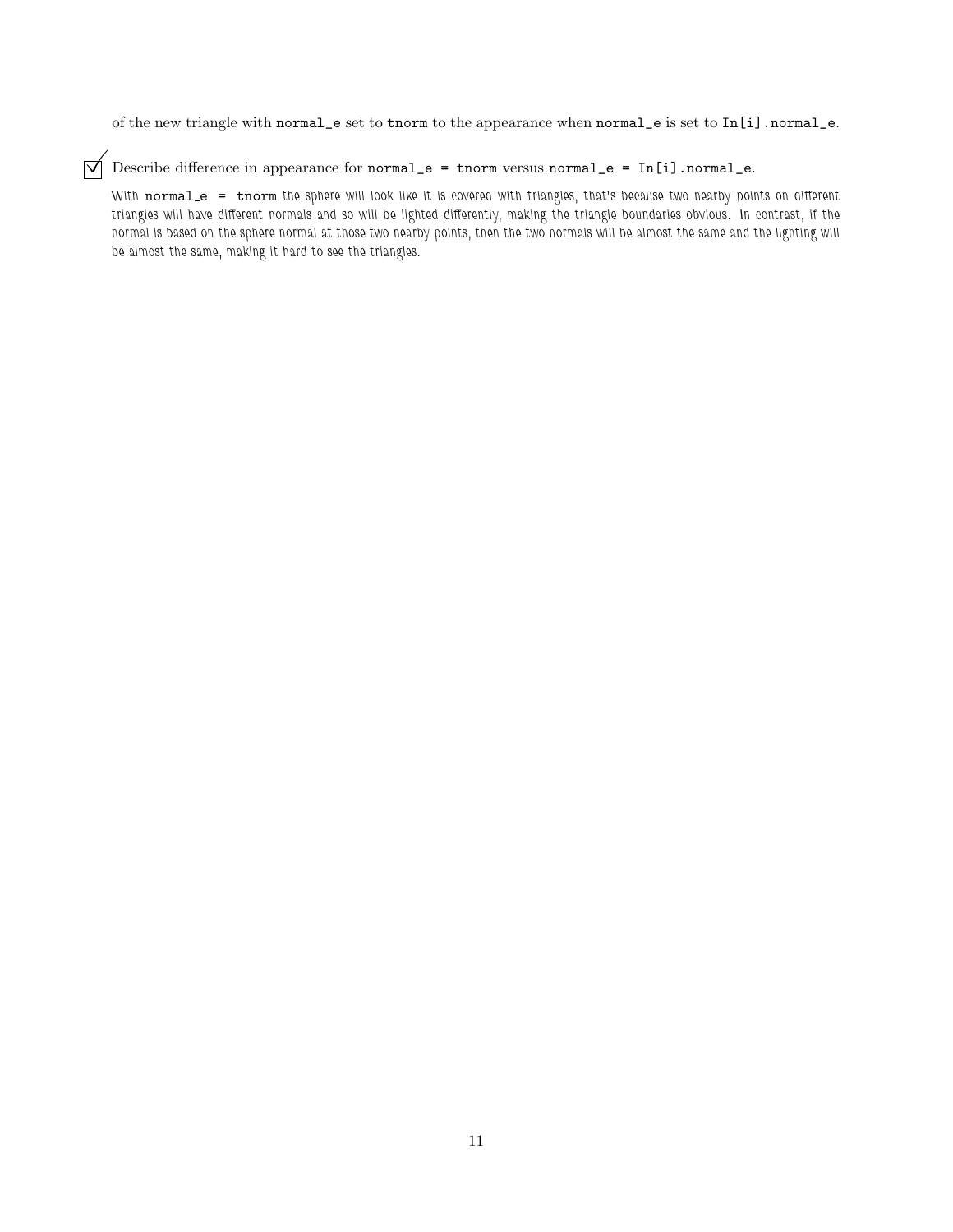of the new triangle with `normal_e` set to `tnorm` to the appearance when `normal_e` is set to `In[i].normal_e`.

☑ Describe difference in appearance for `normal_e = tnorm` versus `normal_e = In[i].normal_e`.

*With* `normal_e = tnorm` *the sphere will look like it is covered with triangles, that's because two nearby points on different triangles will have different normals and so will be lighted differently, making the triangle boundaries obvious. In contrast, if the normal is based on the sphere normal at those two nearby points, then the two normals will be almost the same and the lighting will be almost the same, making it hard to see the triangles.*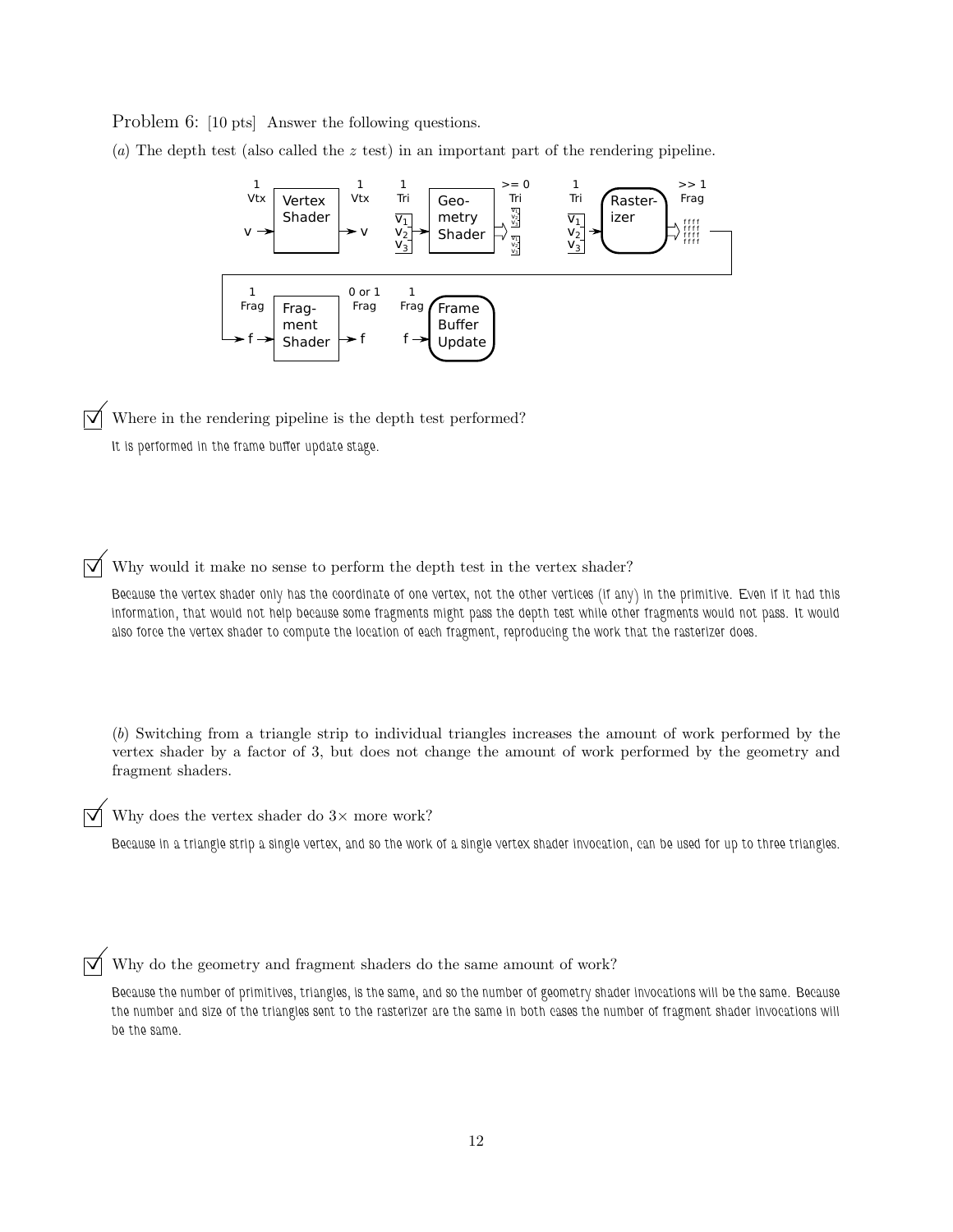Problem 6: [10 pts] Answer the following questions.

(*a*) The depth test (also called the $z$ test) in an important part of the rendering pipeline.

1 Vtx
v → Vertex Shader → v
1 Vtx

1 Tri
$v_1$ $v_2$ $v_3$ → Geometry Shader ⇒
>= 0 Tri

1 Tri
$v_1$ $v_2$ $v_3$ → Rasterizer ⇒
>> 1 Frag

1 Frag
f → Fragment Shader → f
0 or 1 Frag

1 Frag
f → Frame Buffer Update

☑ Where in the rendering pipeline is the depth test performed?

*It is performed in the frame buffer update stage.*

☑ Why would it make no sense to perform the depth test in the vertex shader?

*Because the vertex shader only has the coordinate of one vertex, not the other vertices (if any) in the primitive. Even if it had this information, that would not help because some fragments might pass the depth test while other fragments would not pass. It would also force the vertex shader to compute the location of each fragment, reproducing the work that the rasterizer does.*

(*b*) Switching from a triangle strip to individual triangles increases the amount of work performed by the vertex shader by a factor of 3, but does not change the amount of work performed by the geometry and fragment shaders.

☑ Why does the vertex shader do 3× more work?

*Because in a triangle strip a single vertex, and so the work of a single vertex shader invocation, can be used for up to three triangles.*

☑ Why do the geometry and fragment shaders do the same amount of work?

*Because the number of primitives, triangles, is the same, and so the number of geometry shader invocations will be the same. Because the number and size of the triangles sent to the rasterizer are the same in both cases the number of fragment shader invocations will be the same.*